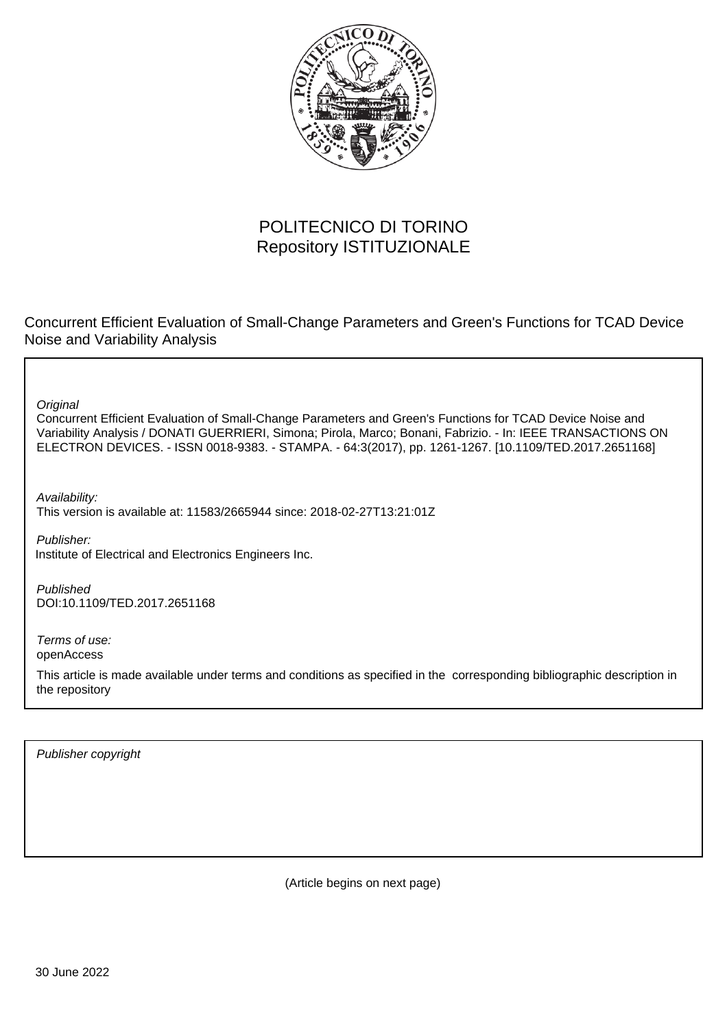POLITECNICO DI TORINO
Repository ISTITUZIONALE

Concurrent Efficient Evaluation of Small-Change Parameters and Green's Functions for TCAD Device Noise and Variability Analysis

*Original*

Concurrent Efficient Evaluation of Small-Change Parameters and Green's Functions for TCAD Device Noise and Variability Analysis / DONATI GUERRIERI, Simona; Pirola, Marco; Bonani, Fabrizio. - In: IEEE TRANSACTIONS ON ELECTRON DEVICES. - ISSN 0018-9383. - STAMPA. - 64:3(2017), pp. 1261-1267. [10.1109/TED.2017.2651168]

*Availability:*

This version is available at: 11583/2665944 since: 2018-02-27T13:21:01Z

*Publisher:*

Institute of Electrical and Electronics Engineers Inc.

*Published*

DOI:10.1109/TED.2017.2651168

*Terms of use:*

openAccess

This article is made available under terms and conditions as specified in the corresponding bibliographic description in the repository

*Publisher copyright*

(Article begins on next page)

30 June 2022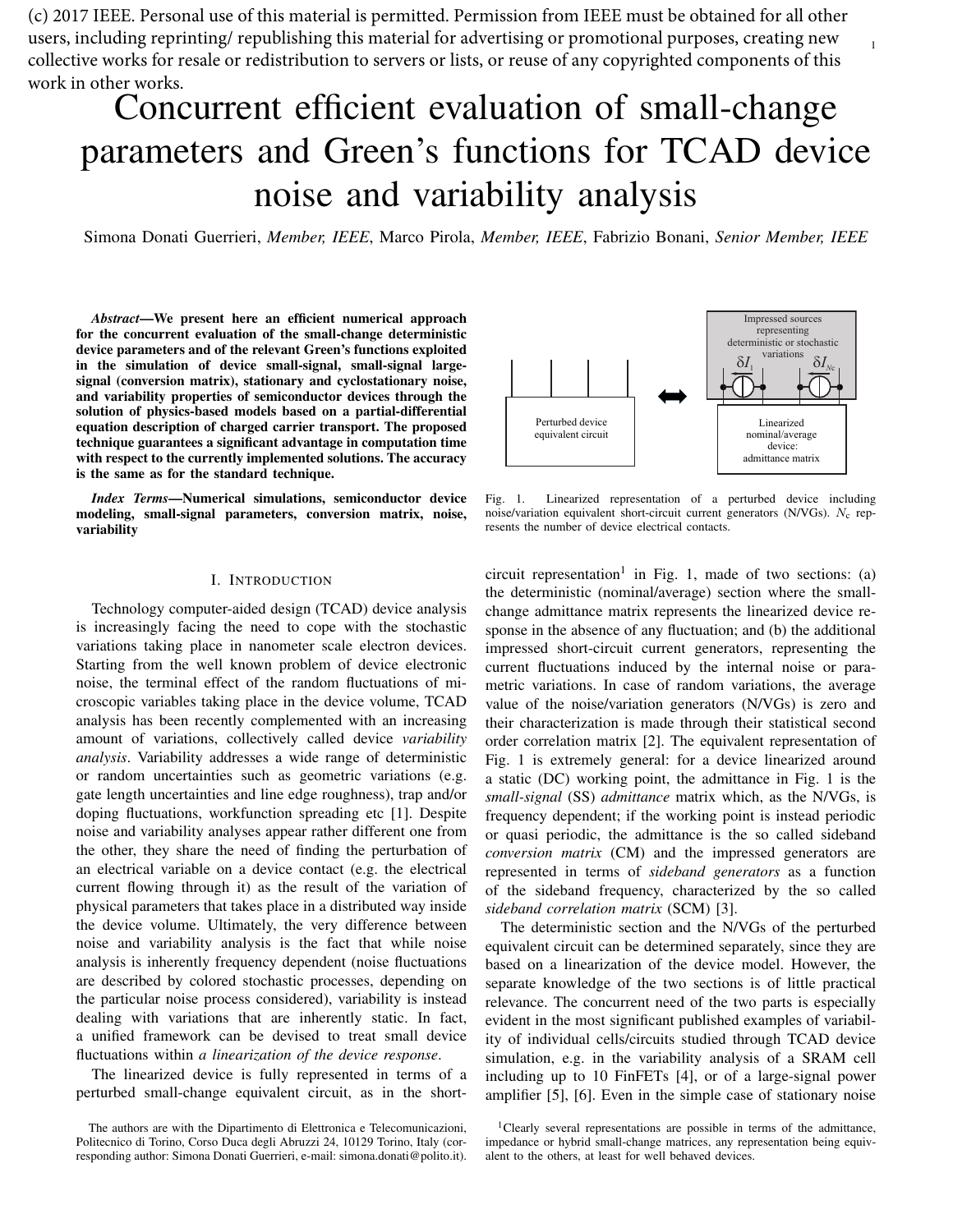(c) 2017 IEEE. Personal use of this material is permitted. Permission from IEEE must be obtained for all other users, including reprinting/ republishing this material for advertising or promotional purposes, creating new collective works for resale or redistribution to servers or lists, or reuse of any copyrighted components of this work in other works.

# Concurrent efficient evaluation of small-change parameters and Green's functions for TCAD device noise and variability analysis

Simona Donati Guerrieri, *Member, IEEE*, Marco Pirola, *Member, IEEE*, Fabrizio Bonani, *Senior Member, IEEE*

***Abstract*—We present here an efficient numerical approach for the concurrent evaluation of the small-change deterministic device parameters and of the relevant Green's functions exploited in the simulation of device small-signal, small-signal large-signal (conversion matrix), stationary and cyclostationary noise, and variability properties of semiconductor devices through the solution of physics-based models based on a partial-differential equation description of charged carrier transport. The proposed technique guarantees a significant advantage in computation time with respect to the currently implemented solutions. The accuracy is the same as for the standard technique.**

***Index Terms*—Numerical simulations, semiconductor device modeling, small-signal parameters, conversion matrix, noise, variability**

## I. Introduction

Technology computer-aided design (TCAD) device analysis is increasingly facing the need to cope with the stochastic variations taking place in nanometer scale electron devices. Starting from the well known problem of device electronic noise, the terminal effect of the random fluctuations of microscopic variables taking place in the device volume, TCAD analysis has been recently complemented with an increasing amount of variations, collectively called device *variability analysis*. Variability addresses a wide range of deterministic or random uncertainties such as geometric variations (e.g. gate length uncertainties and line edge roughness), trap and/or doping fluctuations, workfunction spreading etc [1]. Despite noise and variability analyses appear rather different one from the other, they share the need of finding the perturbation of an electrical variable on a device contact (e.g. the electrical current flowing through it) as the result of the variation of physical parameters that takes place in a distributed way inside the device volume. Ultimately, the very difference between noise and variability analysis is the fact that while noise analysis is inherently frequency dependent (noise fluctuations are described by colored stochastic processes, depending on the particular noise process considered), variability is instead dealing with variations that are inherently static. In fact, a unified framework can be devised to treat small device fluctuations within *a linearization of the device response*.

The linearized device is fully represented in terms of a perturbed small-change equivalent circuit, as in the short-circuit representation[1] in Fig. 1, made of two sections: (a) the deterministic (nominal/average) section where the small-change admittance matrix represents the linearized device response in the absence of any fluctuation; and (b) the additional impressed short-circuit current generators, representing the current fluctuations induced by the internal noise or parametric variations. In case of random variations, the average value of the noise/variation generators (N/VGs) is zero and their characterization is made through their statistical second order correlation matrix [2]. The equivalent representation of Fig. 1 is extremely general: for a device linearized around a static (DC) working point, the admittance in Fig. 1 is the *small-signal* (SS) *admittance* matrix which, as the N/VGs, is frequency dependent; if the working point is instead periodic or quasi periodic, the admittance is the so called sideband *conversion matrix* (CM) and the impressed generators are represented in terms of *sideband generators* as a function of the sideband frequency, characterized by the so called *sideband correlation matrix* (SCM) [3].

Fig. 1. Linearized representation of a perturbed device including noise/variation equivalent short-circuit current generators (N/VGs). $N_c$ represents the number of device electrical contacts.

The deterministic section and the N/VGs of the perturbed equivalent circuit can be determined separately, since they are based on a linearization of the device model. However, the separate knowledge of the two sections is of little practical relevance. The concurrent need of the two parts is especially evident in the most significant published examples of variability of individual cells/circuits studied through TCAD device simulation, e.g. in the variability analysis of a SRAM cell including up to 10 FinFETs [4], or of a large-signal power amplifier [5], [6]. Even in the simple case of stationary noise

The authors are with the Dipartimento di Elettronica e Telecomunicazioni, Politecnico di Torino, Corso Duca degli Abruzzi 24, 10129 Torino, Italy (corresponding author: Simona Donati Guerrieri, e-mail: simona.donati@polito.it).

[1] Clearly several representations are possible in terms of the admittance, impedance or hybrid small-change matrices, any representation being equivalent to the others, at least for well behaved devices.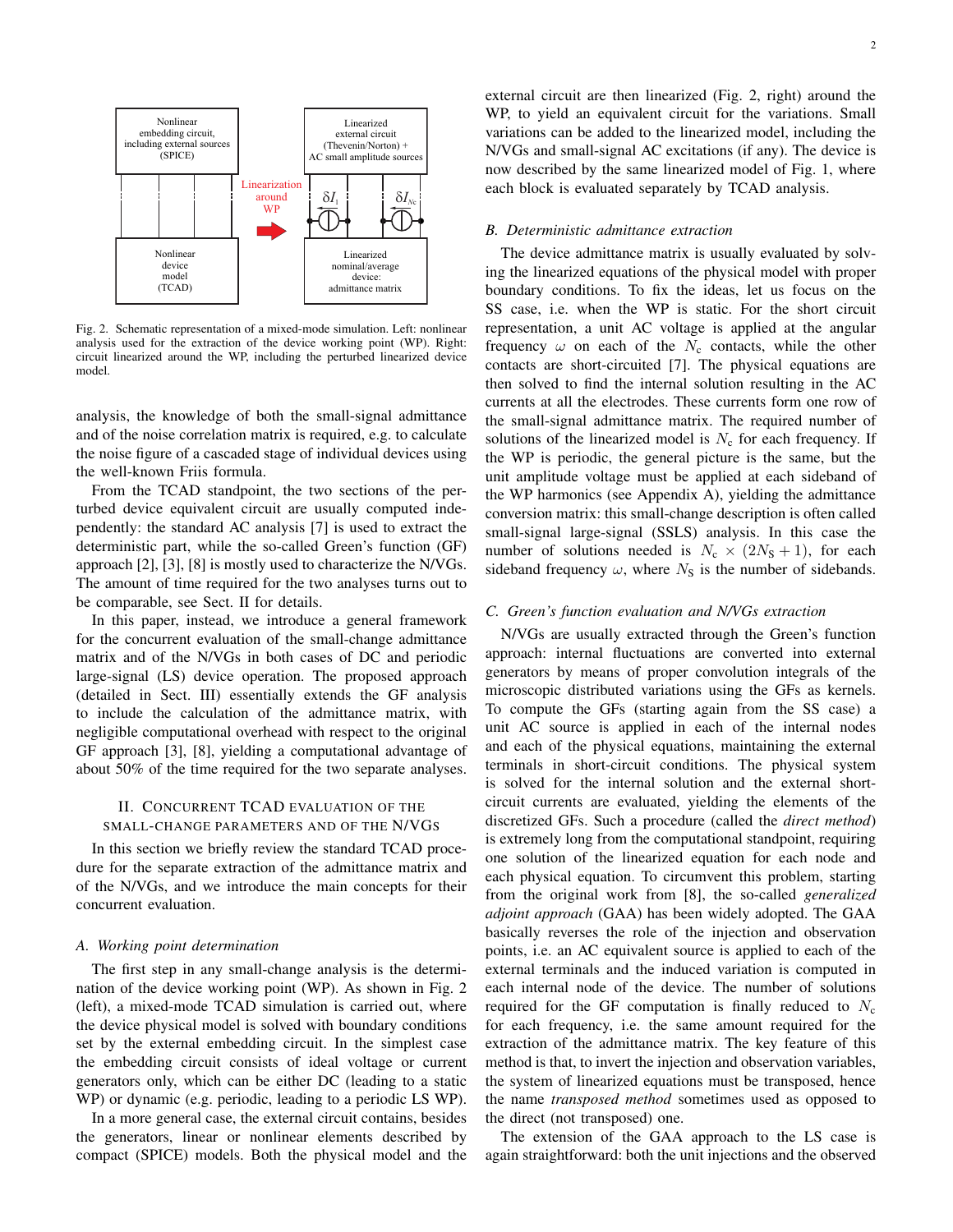Fig. 2. Schematic representation of a mixed-mode simulation. Left: nonlinear analysis used for the extraction of the device working point (WP). Right: circuit linearized around the WP, including the perturbed linearized device model.

analysis, the knowledge of both the small-signal admittance and of the noise correlation matrix is required, e.g. to calculate the noise figure of a cascaded stage of individual devices using the well-known Friis formula.

From the TCAD standpoint, the two sections of the perturbed device equivalent circuit are usually computed independently: the standard AC analysis [7] is used to extract the deterministic part, while the so-called Green's function (GF) approach [2], [3], [8] is mostly used to characterize the N/VGs. The amount of time required for the two analyses turns out to be comparable, see Sect. II for details.

In this paper, instead, we introduce a general framework for the concurrent evaluation of the small-change admittance matrix and of the N/VGs in both cases of DC and periodic large-signal (LS) device operation. The proposed approach (detailed in Sect. III) essentially extends the GF analysis to include the calculation of the admittance matrix, with negligible computational overhead with respect to the original GF approach [3], [8], yielding a computational advantage of about 50% of the time required for the two separate analyses.

## II. Concurrent TCAD Evaluation of the Small-Change Parameters and of the N/VGs

In this section we briefly review the standard TCAD procedure for the separate extraction of the admittance matrix and of the N/VGs, and we introduce the main concepts for their concurrent evaluation.

### A. Working point determination

The first step in any small-change analysis is the determination of the device working point (WP). As shown in Fig. 2 (left), a mixed-mode TCAD simulation is carried out, where the device physical model is solved with boundary conditions set by the external embedding circuit. In the simplest case the embedding circuit consists of ideal voltage or current generators only, which can be either DC (leading to a static WP) or dynamic (e.g. periodic, leading to a periodic LS WP).

In a more general case, the external circuit contains, besides the generators, linear or nonlinear elements described by compact (SPICE) models. Both the physical model and the external circuit are then linearized (Fig. 2, right) around the WP, to yield an equivalent circuit for the variations. Small variations can be added to the linearized model, including the N/VGs and small-signal AC excitations (if any). The device is now described by the same linearized model of Fig. 1, where each block is evaluated separately by TCAD analysis.

### B. Deterministic admittance extraction

The device admittance matrix is usually evaluated by solving the linearized equations of the physical model with proper boundary conditions. To fix the ideas, let us focus on the SS case, i.e. when the WP is static. For the short circuit representation, a unit AC voltage is applied at the angular frequency $\omega$ on each of the $N_\text{c}$ contacts, while the other contacts are short-circuited [7]. The physical equations are then solved to find the internal solution resulting in the AC currents at all the electrodes. These currents form one row of the small-signal admittance matrix. The required number of solutions of the linearized model is $N_\text{c}$ for each frequency. If the WP is periodic, the general picture is the same, but the unit amplitude voltage must be applied at each sideband of the WP harmonics (see Appendix A), yielding the admittance conversion matrix: this small-change description is often called small-signal large-signal (SSLS) analysis. In this case the number of solutions needed is $N_\text{c} \times (2N_\text{S} + 1)$, for each sideband frequency $\omega$, where $N_\text{S}$ is the number of sidebands.

### C. Green's function evaluation and N/VGs extraction

N/VGs are usually extracted through the Green's function approach: internal fluctuations are converted into external generators by means of proper convolution integrals of the microscopic distributed variations using the GFs as kernels. To compute the GFs (starting again from the SS case) a unit AC source is applied in each of the internal nodes and each of the physical equations, maintaining the external terminals in short-circuit conditions. The physical system is solved for the internal solution and the external short-circuit currents are evaluated, yielding the elements of the discretized GFs. Such a procedure (called the *direct method*) is extremely long from the computational standpoint, requiring one solution of the linearized equation for each node and each physical equation. To circumvent this problem, starting from the original work from [8], the so-called *generalized adjoint approach* (GAA) has been widely adopted. The GAA basically reverses the role of the injection and observation points, i.e. an AC equivalent source is applied to each of the external terminals and the induced variation is computed in each internal node of the device. The number of solutions required for the GF computation is finally reduced to $N_\text{c}$ for each frequency, i.e. the same amount required for the extraction of the admittance matrix. The key feature of this method is that, to invert the injection and observation variables, the system of linearized equations must be transposed, hence the name *transposed method* sometimes used as opposed to the direct (not transposed) one.

The extension of the GAA approach to the LS case is again straightforward: both the unit injections and the observed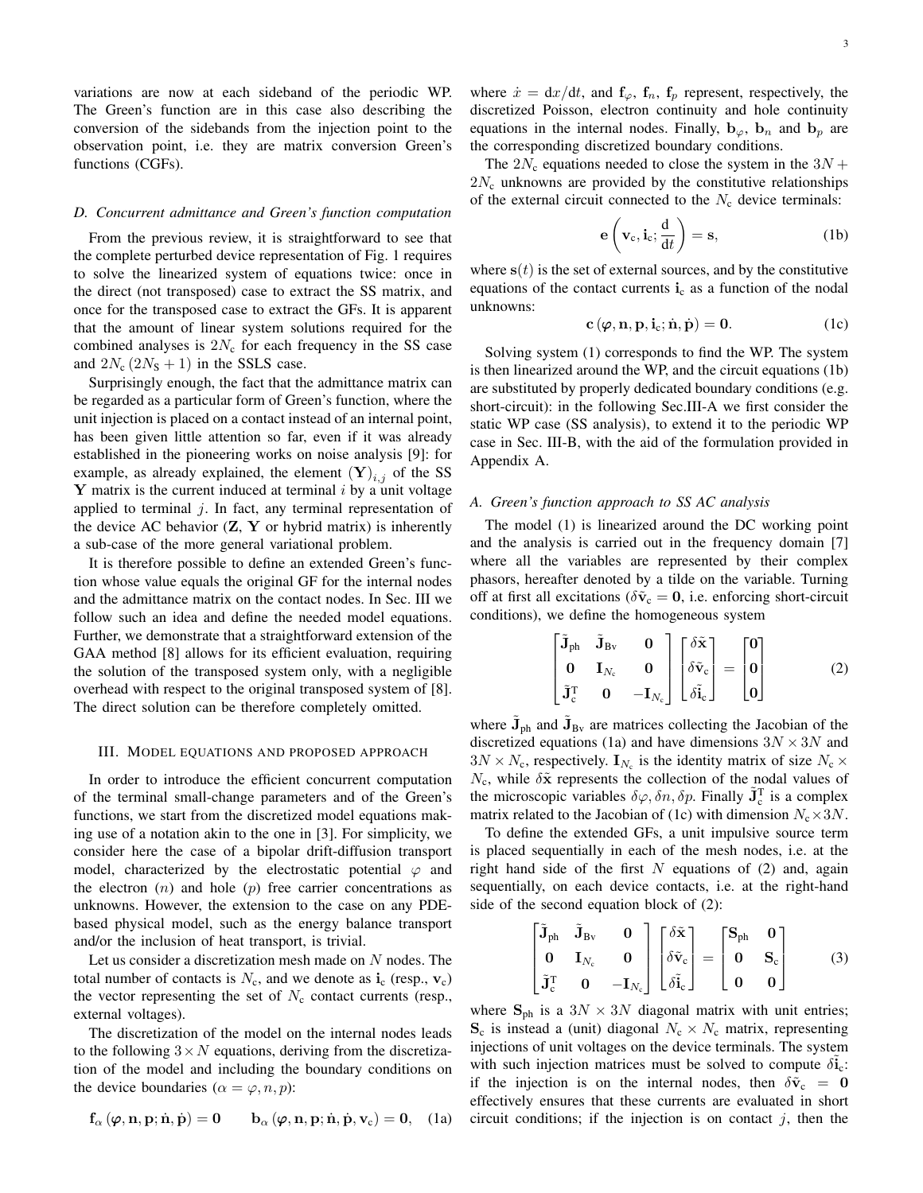variations are now at each sideband of the periodic WP. The Green's function are in this case also describing the conversion of the sidebands from the injection point to the observation point, i.e. they are matrix conversion Green's functions (CGFs).

### D. Concurrent admittance and Green's function computation

From the previous review, it is straightforward to see that the complete perturbed device representation of Fig. 1 requires to solve the linearized system of equations twice: once in the direct (not transposed) case to extract the SS matrix, and once for the transposed case to extract the GFs. It is apparent that the amount of linear system solutions required for the combined analyses is $2N_\mathrm{c}$ for each frequency in the SS case and $2N_\mathrm{c}\,(2N_\mathrm{S}+1)$ in the SSLS case.

Surprisingly enough, the fact that the admittance matrix can be regarded as a particular form of Green's function, where the unit injection is placed on a contact instead of an internal point, has been given little attention so far, even if it was already established in the pioneering works on noise analysis [9]: for example, as already explained, the element $(\mathbf{Y})_{i,j}$ of the SS $\mathbf{Y}$ matrix is the current induced at terminal $i$ by a unit voltage applied to terminal $j$. In fact, any terminal representation of the device AC behavior ($\mathbf{Z}$, $\mathbf{Y}$ or hybrid matrix) is inherently a sub-case of the more general variational problem.

It is therefore possible to define an extended Green's function whose value equals the original GF for the internal nodes and the admittance matrix on the contact nodes. In Sec. III we follow such an idea and define the needed model equations. Further, we demonstrate that a straightforward extension of the GAA method [8] allows for its efficient evaluation, requiring the solution of the transposed system only, with a negligible overhead with respect to the original transposed system of [8]. The direct solution can be therefore completely omitted.

## III. Model equations and proposed approach

In order to introduce the efficient concurrent computation of the terminal small-change parameters and of the Green's functions, we start from the discretized model equations making use of a notation akin to the one in [3]. For simplicity, we consider here the case of a bipolar drift-diffusion transport model, characterized by the electrostatic potential $\varphi$ and the electron ($n$) and hole ($p$) free carrier concentrations as unknowns. However, the extension to the case on any PDE-based physical model, such as the energy balance transport and/or the inclusion of heat transport, is trivial.

Let us consider a discretization mesh made on $N$ nodes. The total number of contacts is $N_\mathrm{c}$, and we denote as $\mathbf{i}_\mathrm{c}$ (resp., $\mathbf{v}_\mathrm{c}$) the vector representing the set of $N_\mathrm{c}$ contact currents (resp., external voltages).

The discretization of the model on the internal nodes leads to the following $3\times N$ equations, deriving from the discretization of the model and including the boundary conditions on the device boundaries ($\alpha=\varphi,n,p$):

$$\mathbf{f}_\alpha\left(\boldsymbol{\varphi},\mathbf{n},\mathbf{p};\dot{\mathbf{n}},\dot{\mathbf{p}}\right)=\mathbf{0} \qquad \mathbf{b}_\alpha\left(\boldsymbol{\varphi},\mathbf{n},\mathbf{p};\dot{\mathbf{n}},\dot{\mathbf{p}},\mathbf{v}_\mathrm{c}\right)=\mathbf{0}, \quad \text{(1a)}$$

where $\dot{x}=\mathrm{d}x/\mathrm{d}t$, and $\mathbf{f}_\varphi$, $\mathbf{f}_n$, $\mathbf{f}_p$ represent, respectively, the discretized Poisson, electron continuity and hole continuity equations in the internal nodes. Finally, $\mathbf{b}_\varphi$, $\mathbf{b}_n$ and $\mathbf{b}_p$ are the corresponding discretized boundary conditions.

The $2N_\mathrm{c}$ equations needed to close the system in the $3N+2N_\mathrm{c}$ unknowns are provided by the constitutive relationships of the external circuit connected to the $N_\mathrm{c}$ device terminals:

$$\mathbf{e}\left(\mathbf{v}_\mathrm{c},\mathbf{i}_\mathrm{c};\frac{\mathrm{d}}{\mathrm{d}t}\right)=\mathbf{s}, \quad \text{(1b)}$$

where $\mathbf{s}(t)$ is the set of external sources, and by the constitutive equations of the contact currents $\mathbf{i}_\mathrm{c}$ as a function of the nodal unknowns:

$$\mathbf{c}\left(\boldsymbol{\varphi},\mathbf{n},\mathbf{p},\mathbf{i}_\mathrm{c};\dot{\mathbf{n}},\dot{\mathbf{p}}\right)=\mathbf{0}. \quad \text{(1c)}$$

Solving system (1) corresponds to find the WP. The system is then linearized around the WP, and the circuit equations (1b) are substituted by properly dedicated boundary conditions (e.g. short-circuit): in the following Sec.III-A we first consider the static WP case (SS analysis), to extend it to the periodic WP case in Sec. III-B, with the aid of the formulation provided in Appendix A.

### A. Green's function approach to SS AC analysis

The model (1) is linearized around the DC working point and the analysis is carried out in the frequency domain [7] where all the variables are represented by their complex phasors, hereafter denoted by a tilde on the variable. Turning off at first all excitations ($\delta\tilde{\mathbf{v}}_\mathrm{c}=\mathbf{0}$, i.e. enforcing short-circuit conditions), we define the homogeneous system

$$\begin{bmatrix}\tilde{\mathbf{J}}_\mathrm{ph} & \tilde{\mathbf{J}}_\mathrm{Bv} & \mathbf{0}\\ \mathbf{0} & \mathbf{I}_{N_\mathrm{c}} & \mathbf{0}\\ \tilde{\mathbf{J}}_\mathrm{c}^\mathrm{T} & \mathbf{0} & -\mathbf{I}_{N_\mathrm{c}}\end{bmatrix}\begin{bmatrix}\delta\tilde{\mathbf{x}}\\ \delta\tilde{\mathbf{v}}_\mathrm{c}\\ \delta\tilde{\mathbf{i}}_\mathrm{c}\end{bmatrix}=\begin{bmatrix}\mathbf{0}\\ \mathbf{0}\\ \mathbf{0}\end{bmatrix} \quad (2)$$

where $\tilde{\mathbf{J}}_\mathrm{ph}$ and $\tilde{\mathbf{J}}_\mathrm{Bv}$ are matrices collecting the Jacobian of the discretized equations (1a) and have dimensions $3N\times 3N$ and $3N\times N_\mathrm{c}$, respectively. $\mathbf{I}_{N_\mathrm{c}}$ is the identity matrix of size $N_\mathrm{c}\times N_\mathrm{c}$, while $\delta\tilde{\mathbf{x}}$ represents the collection of the nodal values of the microscopic variables $\delta\varphi,\delta n,\delta p$. Finally $\tilde{\mathbf{J}}_\mathrm{c}^\mathrm{T}$ is a complex matrix related to the Jacobian of (1c) with dimension $N_\mathrm{c}\times 3N$.

To define the extended GFs, a unit impulsive source term is placed sequentially in each of the mesh nodes, i.e. at the right hand side of the first $N$ equations of (2) and, again sequentially, on each device contacts, i.e. at the right-hand side of the second equation block of (2):

$$\begin{bmatrix}\tilde{\mathbf{J}}_\mathrm{ph} & \tilde{\mathbf{J}}_\mathrm{Bv} & \mathbf{0}\\ \mathbf{0} & \mathbf{I}_{N_\mathrm{c}} & \mathbf{0}\\ \tilde{\mathbf{J}}_\mathrm{c}^\mathrm{T} & \mathbf{0} & -\mathbf{I}_{N_\mathrm{c}}\end{bmatrix}\begin{bmatrix}\delta\tilde{\mathbf{x}}\\ \delta\tilde{\mathbf{v}}_\mathrm{c}\\ \delta\tilde{\mathbf{i}}_\mathrm{c}\end{bmatrix}=\begin{bmatrix}\mathbf{S}_\mathrm{ph} & \mathbf{0}\\ \mathbf{0} & \mathbf{S}_\mathrm{c}\\ \mathbf{0} & \mathbf{0}\end{bmatrix} \quad (3)$$

where $\mathbf{S}_\mathrm{ph}$ is a $3N\times 3N$ diagonal matrix with unit entries; $\mathbf{S}_\mathrm{c}$ is instead a (unit) diagonal $N_\mathrm{c}\times N_\mathrm{c}$ matrix, representing injections of unit voltages on the device terminals. The system with such injection matrices must be solved to compute $\delta\tilde{\mathbf{i}}_\mathrm{c}$: if the injection is on the internal nodes, then $\delta\tilde{\mathbf{v}}_\mathrm{c}=\mathbf{0}$ effectively ensures that these currents are evaluated in short circuit conditions; if the injection is on contact $j$, then the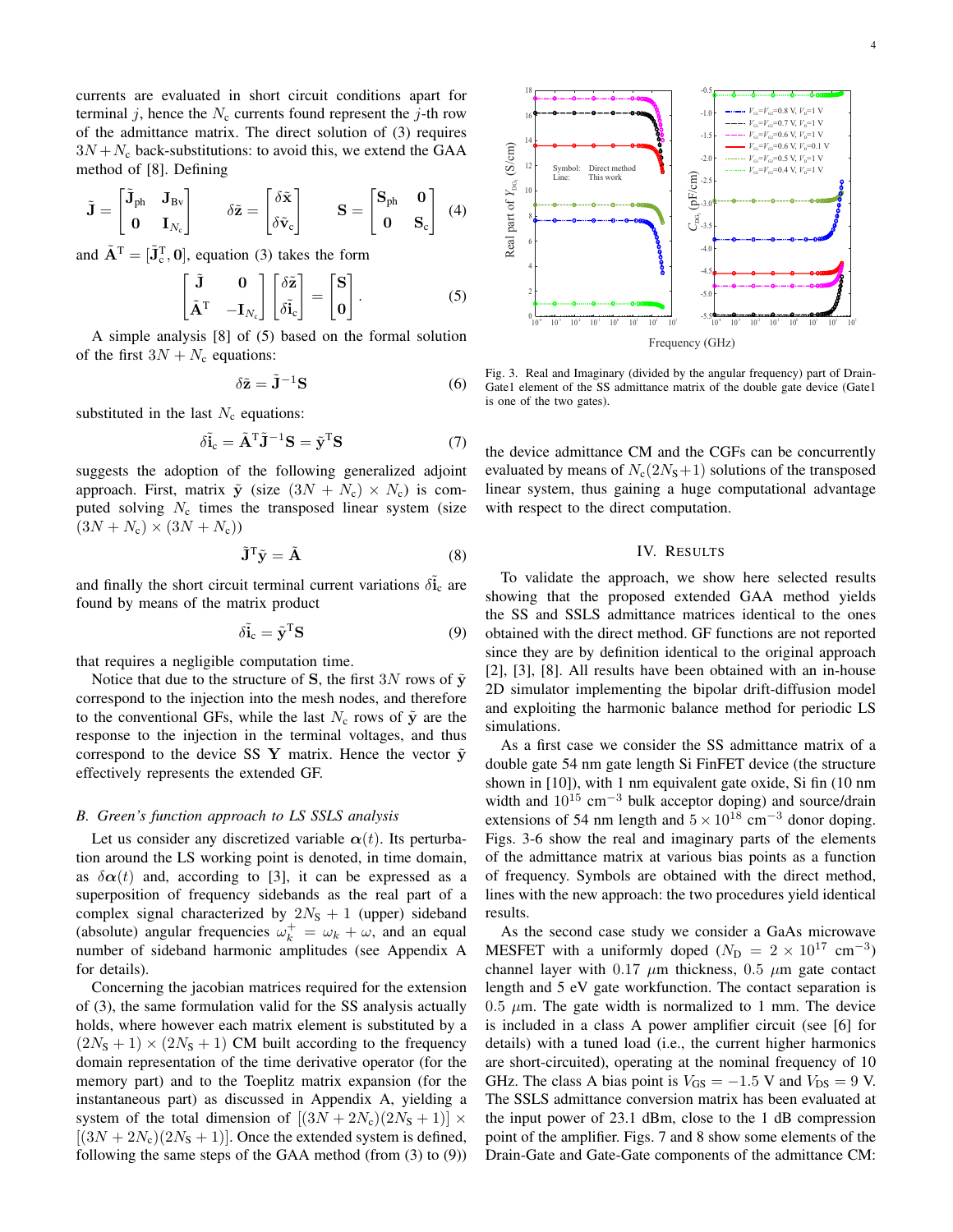currents are evaluated in short circuit conditions apart for terminal $j$, hence the $N_c$ currents found represent the $j$-th row of the admittance matrix. The direct solution of (3) requires $3N + N_c$ back-substitutions: to avoid this, we extend the GAA method of [8]. Defining

$$\tilde{\mathbf{J}} = \begin{bmatrix} \tilde{\mathbf{J}}_{\mathrm{ph}} & \mathbf{J}_{\mathrm{Bv}} \\ \mathbf{0} & \mathbf{I}_{N_c} \end{bmatrix} \qquad \delta\tilde{\mathbf{z}} = \begin{bmatrix} \delta\tilde{\mathbf{x}} \\ \delta\tilde{\mathbf{v}}_{\mathrm{c}} \end{bmatrix} \qquad \mathbf{S} = \begin{bmatrix} \mathbf{S}_{\mathrm{ph}} & \mathbf{0} \\ \mathbf{0} & \mathbf{S}_{\mathrm{c}} \end{bmatrix} \quad (4)$$

and $\tilde{\mathbf{A}}^{\mathrm{T}} = [\tilde{\mathbf{J}}_{\mathrm{c}}^{\mathrm{T}}, \mathbf{0}]$, equation (3) takes the form

$$\begin{bmatrix} \tilde{\mathbf{J}} & \mathbf{0} \\ \tilde{\mathbf{A}}^{\mathrm{T}} & -\mathbf{I}_{N_c} \end{bmatrix} \begin{bmatrix} \delta\tilde{\mathbf{z}} \\ \delta\tilde{\mathbf{i}}_{\mathrm{c}} \end{bmatrix} = \begin{bmatrix} \mathbf{S} \\ \mathbf{0} \end{bmatrix}. \quad (5)$$

A simple analysis [8] of (5) based on the formal solution of the first $3N + N_c$ equations:

$$\delta\tilde{\mathbf{z}} = \tilde{\mathbf{J}}^{-1}\mathbf{S} \quad (6)$$

substituted in the last $N_c$ equations:

$$\delta\tilde{\mathbf{i}}_{\mathrm{c}} = \tilde{\mathbf{A}}^{\mathrm{T}}\tilde{\mathbf{J}}^{-1}\mathbf{S} = \tilde{\mathbf{y}}^{\mathrm{T}}\mathbf{S} \quad (7)$$

suggests the adoption of the following generalized adjoint approach. First, matrix $\tilde{\mathbf{y}}$ (size $(3N + N_c) \times N_c$) is computed solving $N_c$ times the transposed linear system (size $(3N + N_c) \times (3N + N_c)$)

$$\tilde{\mathbf{J}}^{\mathrm{T}}\tilde{\mathbf{y}} = \tilde{\mathbf{A}} \quad (8)$$

and finally the short circuit terminal current variations $\delta\tilde{\mathbf{i}}_{\mathrm{c}}$ are found by means of the matrix product

$$\delta\tilde{\mathbf{i}}_{\mathrm{c}} = \tilde{\mathbf{y}}^{\mathrm{T}}\mathbf{S} \quad (9)$$

that requires a negligible computation time.

Notice that due to the structure of $\mathbf{S}$, the first $3N$ rows of $\tilde{\mathbf{y}}$ correspond to the injection into the mesh nodes, and therefore to the conventional GFs, while the last $N_c$ rows of $\tilde{\mathbf{y}}$ are the response to the injection in the terminal voltages, and thus correspond to the device SS $\mathbf{Y}$ matrix. Hence the vector $\tilde{\mathbf{y}}$ effectively represents the extended GF.

### *B. Green's function approach to LS SSLS analysis*

Let us consider any discretized variable $\boldsymbol{\alpha}(t)$. Its perturbation around the LS working point is denoted, in time domain, as $\delta\boldsymbol{\alpha}(t)$ and, according to [3], it can be expressed as a superposition of frequency sidebands as the real part of a complex signal characterized by $2N_{\mathrm{S}} + 1$ (upper) sideband (absolute) angular frequencies $\omega_k^+ = \omega_k + \omega$, and an equal number of sideband harmonic amplitudes (see Appendix A for details).

Concerning the jacobian matrices required for the extension of (3), the same formulation valid for the SS analysis actually holds, where however each matrix element is substituted by a $(2N_{\mathrm{S}} + 1) \times (2N_{\mathrm{S}} + 1)$ CM built according to the frequency domain representation of the time derivative operator (for the memory part) and to the Toeplitz matrix expansion (for the instantaneous part) as discussed in Appendix A, yielding a system of the total dimension of $[(3N + 2N_c)(2N_{\mathrm{S}} + 1)] \times [(3N + 2N_c)(2N_{\mathrm{S}} + 1)]$. Once the extended system is defined, following the same steps of the GAA method (from (3) to (9)) the device admittance CM and the CGFs can be concurrently evaluated by means of $N_c(2N_{\mathrm{S}}+1)$ solutions of the transposed linear system, thus gaining a huge computational advantage with respect to the direct computation.

Fig. 3. Real and Imaginary (divided by the angular frequency) part of Drain-Gate1 element of the SS admittance matrix of the double gate device (Gate1 is one of the two gates).

## IV. Results

To validate the approach, we show here selected results showing that the proposed extended GAA method yields the SS and SSLS admittance matrices identical to the ones obtained with the direct method. GF functions are not reported since they are by definition identical to the original approach [2], [3], [8]. All results have been obtained with an in-house 2D simulator implementing the bipolar drift-diffusion model and exploiting the harmonic balance method for periodic LS simulations.

As a first case we consider the SS admittance matrix of a double gate 54 nm gate length Si FinFET device (the structure shown in [10]), with 1 nm equivalent gate oxide, Si fin (10 nm width and $10^{15}$ cm$^{-3}$ bulk acceptor doping) and source/drain extensions of 54 nm length and $5 \times 10^{18}$ cm$^{-3}$ donor doping. Figs. 3-6 show the real and imaginary parts of the elements of the admittance matrix at various bias points as a function of frequency. Symbols are obtained with the direct method, lines with the new approach: the two procedures yield identical results.

As the second case study we consider a GaAs microwave MESFET with a uniformly doped ($N_{\mathrm{D}} = 2 \times 10^{17}$ cm$^{-3}$) channel layer with 0.17 $\mu$m thickness, 0.5 $\mu$m gate contact length and 5 eV gate workfunction. The contact separation is 0.5 $\mu$m. The gate width is normalized to 1 mm. The device is included in a class A power amplifier circuit (see [6] for details) with a tuned load (i.e., the current higher harmonics are short-circuited), operating at the nominal frequency of 10 GHz. The class A bias point is $V_{\mathrm{GS}} = -1.5$ V and $V_{\mathrm{DS}} = 9$ V. The SSLS admittance conversion matrix has been evaluated at the input power of 23.1 dBm, close to the 1 dB compression point of the amplifier. Figs. 7 and 8 show some elements of the Drain-Gate and Gate-Gate components of the admittance CM: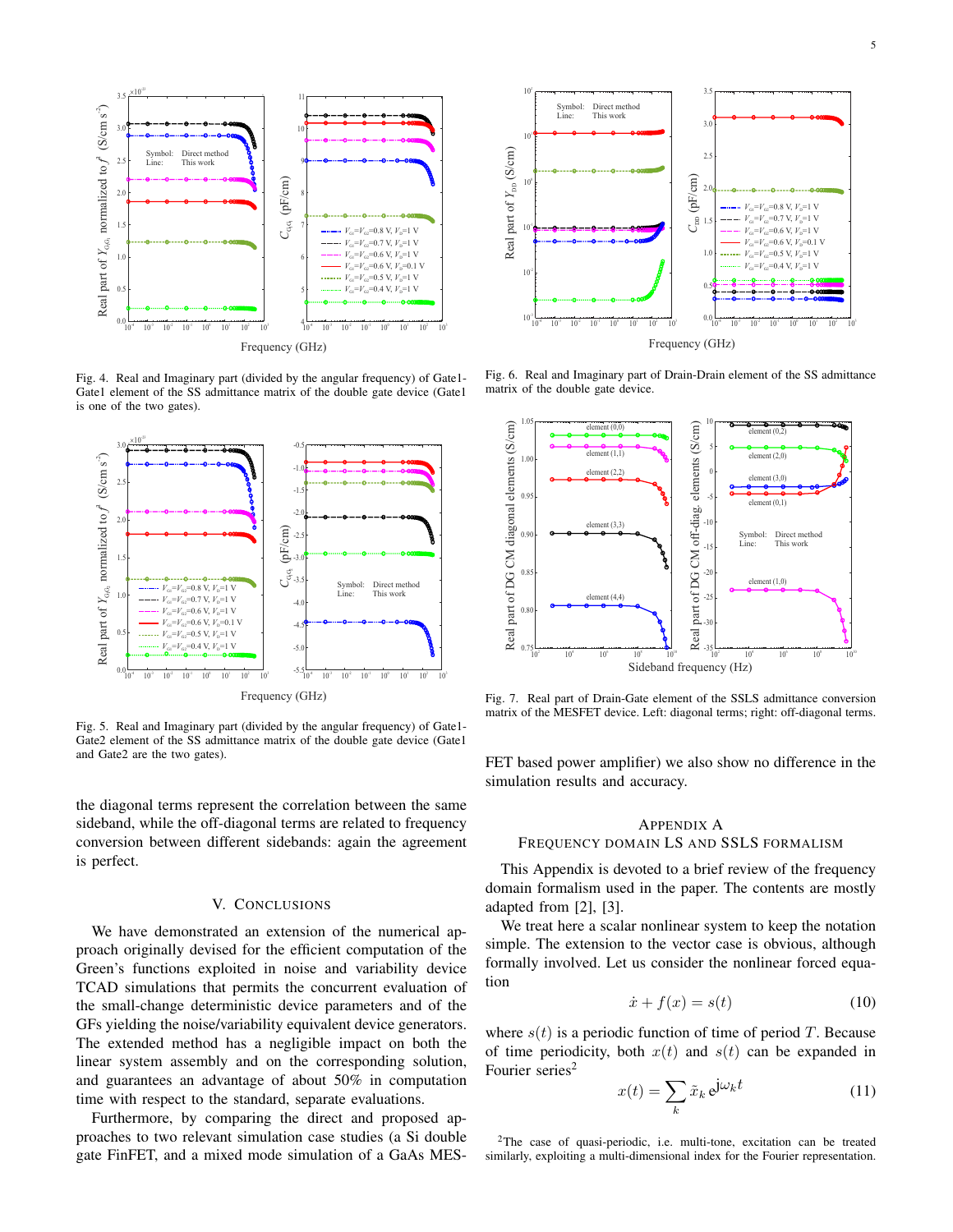Fig. 4. Real and Imaginary part (divided by the angular frequency) of Gate1-Gate1 element of the SS admittance matrix of the double gate device (Gate1 is one of the two gates).

Fig. 5. Real and Imaginary part (divided by the angular frequency) of Gate1-Gate2 element of the SS admittance matrix of the double gate device (Gate1 and Gate2 are the two gates).

the diagonal terms represent the correlation between the same sideband, while the off-diagonal terms are related to frequency conversion between different sidebands: again the agreement is perfect.

## V. Conclusions

We have demonstrated an extension of the numerical approach originally devised for the efficient computation of the Green's functions exploited in noise and variability device TCAD simulations that permits the concurrent evaluation of the small-change deterministic device parameters and of the GFs yielding the noise/variability equivalent device generators. The extended method has a negligible impact on both the linear system assembly and on the corresponding solution, and guarantees an advantage of about 50% in computation time with respect to the standard, separate evaluations.

Furthermore, by comparing the direct and proposed approaches to two relevant simulation case studies (a Si double gate FinFET, and a mixed mode simulation of a GaAs MESFET based power amplifier) we also show no difference in the simulation results and accuracy.

Fig. 6. Real and Imaginary part of Drain-Drain element of the SS admittance matrix of the double gate device.

Fig. 7. Real part of Drain-Gate element of the SSLS admittance conversion matrix of the MESFET device. Left: diagonal terms; right: off-diagonal terms.

## Appendix A
## Frequency domain LS and SSLS formalism

This Appendix is devoted to a brief review of the frequency domain formalism used in the paper. The contents are mostly adapted from [2], [3].

We treat here a scalar nonlinear system to keep the notation simple. The extension to the vector case is obvious, although formally involved. Let us consider the nonlinear forced equation

$$\dot{x} + f(x) = s(t) \tag{10}$$

where $s(t)$ is a periodic function of time of period $T$. Because of time periodicity, both $x(t)$ and $s(t)$ can be expanded in Fourier series[2]

$$x(t) = \sum_k \tilde{x}_k \, e^{j\omega_k t} \tag{11}$$

[2]The case of quasi-periodic, i.e. multi-tone, excitation can be treated similarly, exploiting a multi-dimensional index for the Fourier representation.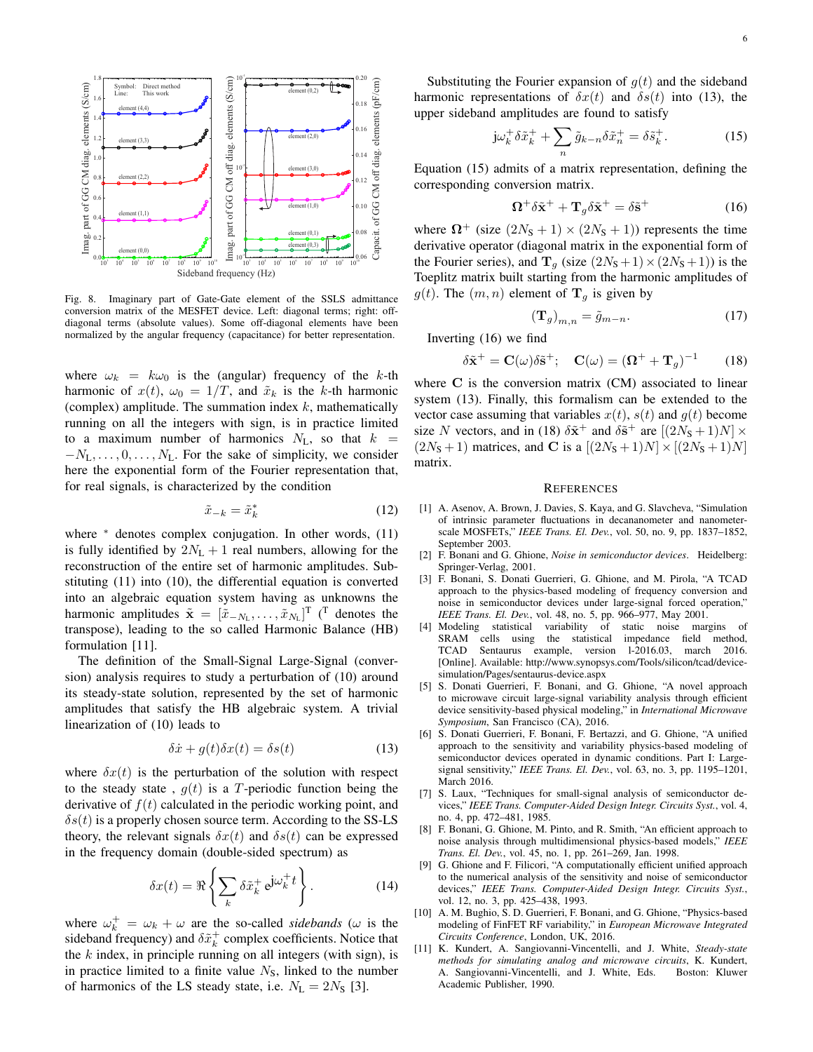Symbol: Direct method
Line: This work

element (4,4)

element (3,3)

element (2,2)

element (1,1)

element (0,0)

element (0,2)

element (2,0)

element (3,0)

element (1,0)

element (0,1)

element (0,3)

Imag. part of GG CM diag. elements (S/cm)

Imag. part of GG CM off diag. elements (S/cm)

Capacit. of GG CM off diag. elements (pF/cm)

Sideband frequency (Hz)

Fig. 8. Imaginary part of Gate-Gate element of the SSLS admittance conversion matrix of the MESFET device. Left: diagonal terms; right: off-diagonal terms (absolute values). Some off-diagonal elements have been normalized by the angular frequency (capacitance) for better representation.

where $\omega_k = k\omega_0$ is the (angular) frequency of the $k$-th harmonic of $x(t)$, $\omega_0 = 1/T$, and $\tilde{x}_k$ is the $k$-th harmonic (complex) amplitude. The summation index $k$, mathematically running on all the integers with sign, is in practice limited to a maximum number of harmonics $N_\mathrm{L}$, so that $k = -N_\mathrm{L}, \ldots, 0, \ldots, N_\mathrm{L}$. For the sake of simplicity, we consider here the exponential form of the Fourier representation that, for real signals, is characterized by the condition

$$\tilde{x}_{-k} = \tilde{x}_k^* \tag{12}$$

where $^*$ denotes complex conjugation. In other words, (11) is fully identified by $2N_\mathrm{L}+1$ real numbers, allowing for the reconstruction of the entire set of harmonic amplitudes. Substituting (11) into (10), the differential equation is converted into an algebraic equation system having as unknowns the harmonic amplitudes $\tilde{\mathbf{x}} = [\tilde{x}_{-N_\mathrm{L}}, \ldots, \tilde{x}_{N_\mathrm{L}}]^\mathrm{T}$ ($^\mathrm{T}$ denotes the transpose), leading to the so called Harmonic Balance (HB) formulation [11].

The definition of the Small-Signal Large-Signal (conversion) analysis requires to study a perturbation of (10) around its steady-state solution, represented by the set of harmonic amplitudes that satisfy the HB algebraic system. A trivial linearization of (10) leads to

$$\delta\dot{x} + g(t)\delta x(t) = \delta s(t) \tag{13}$$

where $\delta x(t)$ is the perturbation of the solution with respect to the steady state , $g(t)$ is a $T$-periodic function being the derivative of $f(t)$ calculated in the periodic working point, and $\delta s(t)$ is a properly chosen source term. According to the SS-LS theory, the relevant signals $\delta x(t)$ and $\delta s(t)$ can be expressed in the frequency domain (double-sided spectrum) as

$$\delta x(t) = \Re\left\{\sum_k \delta\tilde{x}_k^+ e^{\mathrm{j}\omega_k^+ t}\right\}. \tag{14}$$

where $\omega_k^+ = \omega_k + \omega$ are the so-called *sidebands* ($\omega$ is the sideband frequency) and $\delta\tilde{x}_k^+$ complex coefficients. Notice that the $k$ index, in principle running on all integers (with sign), is in practice limited to a finite value $N_\mathrm{S}$, linked to the number of harmonics of the LS steady state, i.e. $N_\mathrm{L} = 2N_\mathrm{S}$ [3].

Substituting the Fourier expansion of $g(t)$ and the sideband harmonic representations of $\delta x(t)$ and $\delta s(t)$ into (13), the upper sideband amplitudes are found to satisfy

$$\mathrm{j}\omega_k^+\delta\tilde{x}_k^+ + \sum_n \tilde{g}_{k-n}\delta\tilde{x}_n^+ = \delta\tilde{s}_k^+. \tag{15}$$

Equation (15) admits of a matrix representation, defining the corresponding conversion matrix.

$$\mathbf{\Omega}^+\delta\tilde{\mathbf{x}}^+ + \mathbf{T}_g\delta\tilde{\mathbf{x}}^+ = \delta\tilde{\mathbf{s}}^+ \tag{16}$$

where $\mathbf{\Omega}^+$ (size $(2N_\mathrm{S}+1)\times(2N_\mathrm{S}+1)$) represents the time derivative operator (diagonal matrix in the exponential form of the Fourier series), and $\mathbf{T}_g$ (size $(2N_\mathrm{S}+1)\times(2N_\mathrm{S}+1)$) is the Toeplitz matrix built starting from the harmonic amplitudes of $g(t)$. The $(m,n)$ element of $\mathbf{T}_g$ is given by

$$(\mathbf{T}_g)_{m,n} = \tilde{g}_{m-n}. \tag{17}$$

Inverting (16) we find

$$\delta\tilde{\mathbf{x}}^+ = \mathbf{C}(\omega)\delta\tilde{\mathbf{s}}^+; \quad \mathbf{C}(\omega) = (\mathbf{\Omega}^+ + \mathbf{T}_g)^{-1} \tag{18}$$

where $\mathbf{C}$ is the conversion matrix (CM) associated to linear system (13). Finally, this formalism can be extended to the vector case assuming that variables $x(t)$, $s(t)$ and $g(t)$ become size $N$ vectors, and in (18) $\delta\tilde{\mathbf{x}}^+$ and $\delta\tilde{\mathbf{s}}^+$ are $[(2N_\mathrm{S}+1)N]\times(2N_\mathrm{S}+1)$ matrices, and $\mathbf{C}$ is a $[(2N_\mathrm{S}+1)N]\times[(2N_\mathrm{S}+1)N]$ matrix.

## References

[1] A. Asenov, A. Brown, J. Davies, S. Kaya, and G. Slavcheva, "Simulation of intrinsic parameter fluctuations in decananometer and nanometer-scale MOSFETs," *IEEE Trans. El. Dev.*, vol. 50, no. 9, pp. 1837–1852, September 2003.

[2] F. Bonani and G. Ghione, *Noise in semiconductor devices*. Heidelberg: Springer-Verlag, 2001.

[3] F. Bonani, S. Donati Guerrieri, G. Ghione, and M. Pirola, "A TCAD approach to the physics-based modeling of frequency conversion and noise in semiconductor devices under large-signal forced operation," *IEEE Trans. El. Dev.*, vol. 48, no. 5, pp. 966–977, May 2001.

[4] Modeling statistical variability of static noise margins of SRAM cells using the statistical impedance field method, TCAD Sentaurus example, version l-2016.03, march 2016. [Online]. Available: http://www.synopsys.com/Tools/silicon/tcad/device-simulation/Pages/sentaurus-device.aspx

[5] S. Donati Guerrieri, F. Bonani, and G. Ghione, "A novel approach to microwave circuit large-signal variability analysis through efficient device sensitivity-based physical modeling," in *International Microwave Symposium*, San Francisco (CA), 2016.

[6] S. Donati Guerrieri, F. Bonani, F. Bertazzi, and G. Ghione, "A unified approach to the sensitivity and variability physics-based modeling of semiconductor devices operated in dynamic conditions. Part I: Large-signal sensitivity," *IEEE Trans. El. Dev.*, vol. 63, no. 3, pp. 1195–1201, March 2016.

[7] S. Laux, "Techniques for small-signal analysis of semiconductor devices," *IEEE Trans. Computer-Aided Design Integr. Circuits Syst.*, vol. 4, no. 4, pp. 472–481, 1985.

[8] F. Bonani, G. Ghione, M. Pinto, and R. Smith, "An efficient approach to noise analysis through multidimensional physics-based models," *IEEE Trans. El. Dev.*, vol. 45, no. 1, pp. 261–269, Jan. 1998.

[9] G. Ghione and F. Filicori, "A computationally efficient unified approach to the numerical analysis of the sensitivity and noise of semiconductor devices," *IEEE Trans. Computer-Aided Design Integr. Circuits Syst.*, vol. 12, no. 3, pp. 425–438, 1993.

[10] A. M. Bughio, S. D. Guerrieri, F. Bonani, and G. Ghione, "Physics-based modeling of FinFET RF variability," in *European Microwave Integrated Circuits Conference*, London, UK, 2016.

[11] K. Kundert, A. Sangiovanni-Vincentelli, and J. White, *Steady-state methods for simulating analog and microwave circuits*, K. Kundert, A. Sangiovanni-Vincentelli, and J. White, Eds. Boston: Kluwer Academic Publisher, 1990.